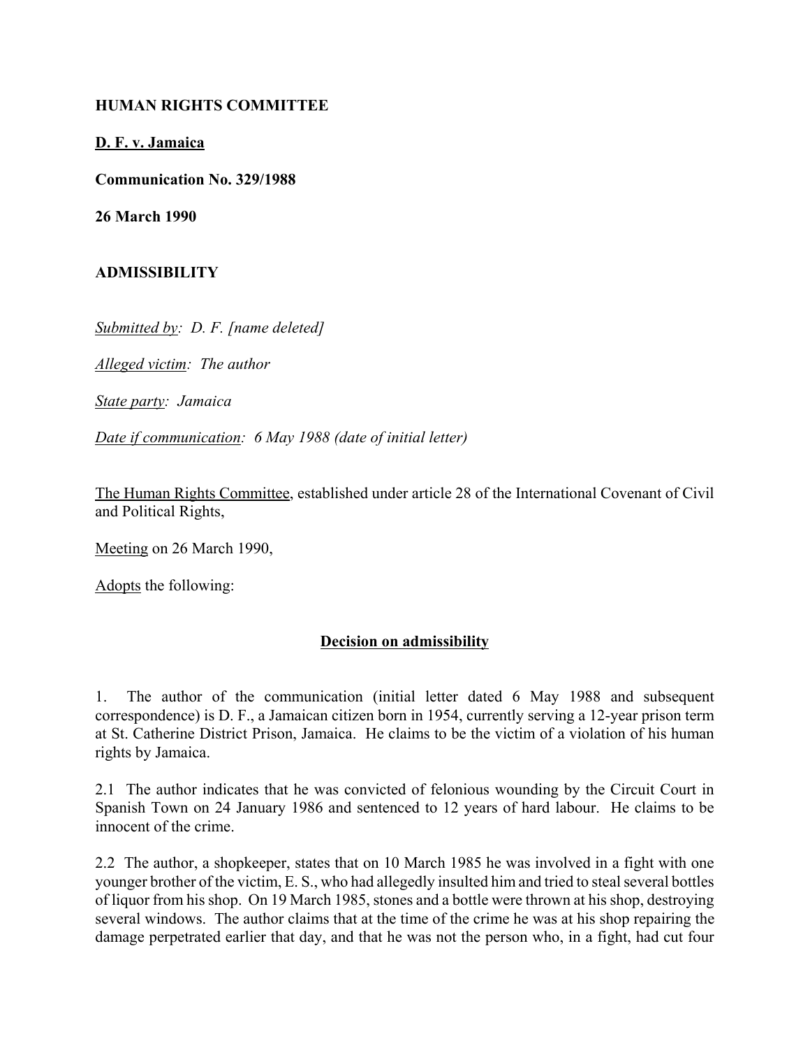**HUMAN RIGHTS COMMITTEE**

**D. F. v. Jamaica**

**Communication No. 329/1988**

**26 March 1990**

**ADMISSIBILITY**

*Submitted by: D. F. [name deleted]*

*Alleged victim: The author*

*State party: Jamaica*

*Date if communication: 6 May 1988 (date of initial letter)*

The Human Rights Committee, established under article 28 of the International Covenant of Civil and Political Rights,

Meeting on 26 March 1990,

Adopts the following:

## Decision on admissibility

1. The author of the communication (initial letter dated 6 May 1988 and subsequent correspondence) is D. F., a Jamaican citizen born in 1954, currently serving a 12-year prison term at St. Catherine District Prison, Jamaica. He claims to be the victim of a violation of his human rights by Jamaica.

2.1 The author indicates that he was convicted of felonious wounding by the Circuit Court in Spanish Town on 24 January 1986 and sentenced to 12 years of hard labour. He claims to be innocent of the crime.

2.2 The author, a shopkeeper, states that on 10 March 1985 he was involved in a fight with one younger brother of the victim, E. S., who had allegedly insulted him and tried to steal several bottles of liquor from his shop. On 19 March 1985, stones and a bottle were thrown at his shop, destroying several windows. The author claims that at the time of the crime he was at his shop repairing the damage perpetrated earlier that day, and that he was not the person who, in a fight, had cut four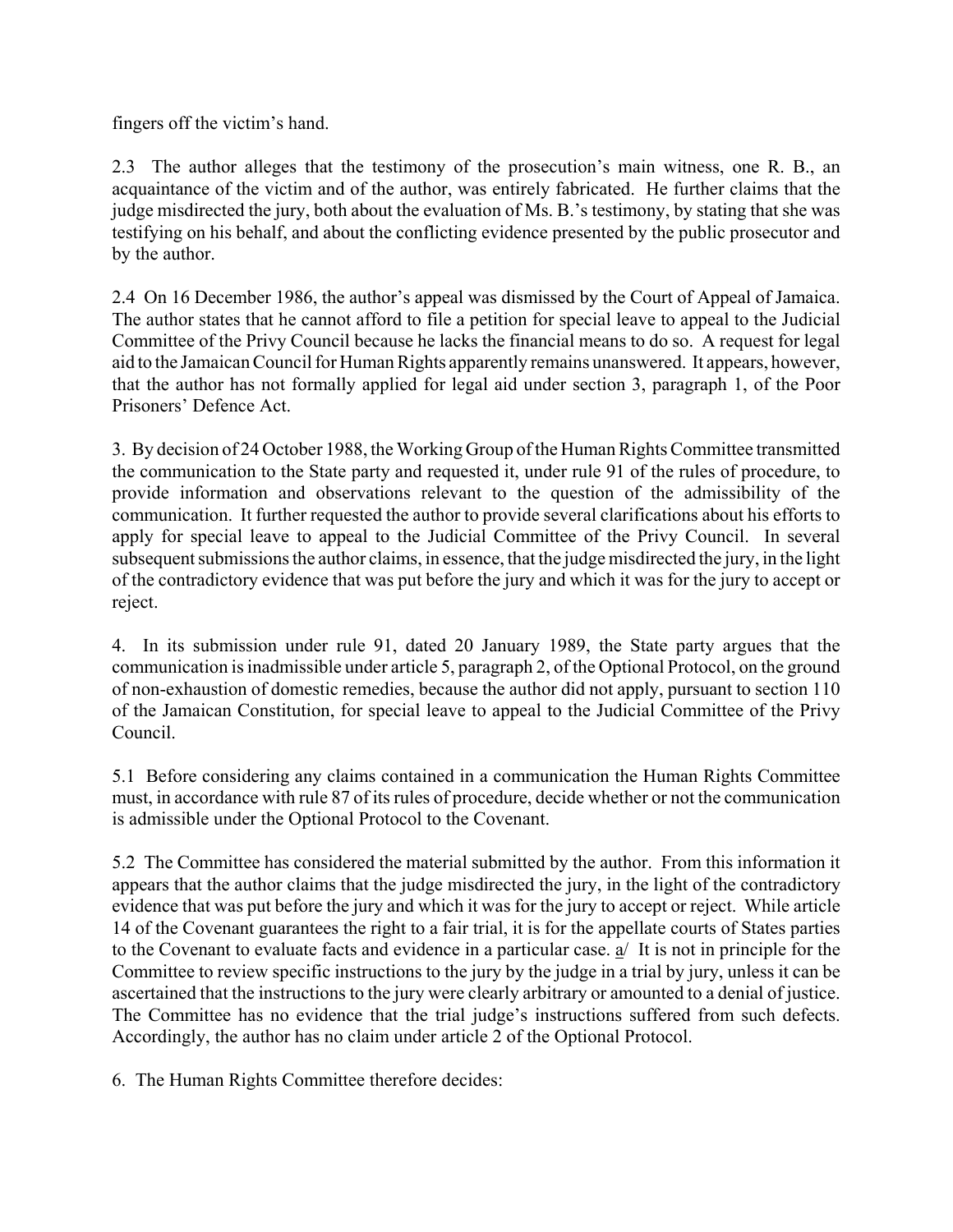fingers off the victim's hand.

2.3 The author alleges that the testimony of the prosecution's main witness, one R. B., an acquaintance of the victim and of the author, was entirely fabricated. He further claims that the judge misdirected the jury, both about the evaluation of Ms. B.'s testimony, by stating that she was testifying on his behalf, and about the conflicting evidence presented by the public prosecutor and by the author.

2.4 On 16 December 1986, the author's appeal was dismissed by the Court of Appeal of Jamaica. The author states that he cannot afford to file a petition for special leave to appeal to the Judicial Committee of the Privy Council because he lacks the financial means to do so. A request for legal aid to the Jamaican Council for Human Rights apparently remains unanswered. It appears, however, that the author has not formally applied for legal aid under section 3, paragraph 1, of the Poor Prisoners' Defence Act.

3. By decision of 24 October 1988, the Working Group of the Human Rights Committee transmitted the communication to the State party and requested it, under rule 91 of the rules of procedure, to provide information and observations relevant to the question of the admissibility of the communication. It further requested the author to provide several clarifications about his efforts to apply for special leave to appeal to the Judicial Committee of the Privy Council. In several subsequent submissions the author claims, in essence, that the judge misdirected the jury, in the light of the contradictory evidence that was put before the jury and which it was for the jury to accept or reject.

4. In its submission under rule 91, dated 20 January 1989, the State party argues that the communication is inadmissible under article 5, paragraph 2, of the Optional Protocol, on the ground of non-exhaustion of domestic remedies, because the author did not apply, pursuant to section 110 of the Jamaican Constitution, for special leave to appeal to the Judicial Committee of the Privy Council.

5.1 Before considering any claims contained in a communication the Human Rights Committee must, in accordance with rule 87 of its rules of procedure, decide whether or not the communication is admissible under the Optional Protocol to the Covenant.

5.2 The Committee has considered the material submitted by the author. From this information it appears that the author claims that the judge misdirected the jury, in the light of the contradictory evidence that was put before the jury and which it was for the jury to accept or reject. While article 14 of the Covenant guarantees the right to a fair trial, it is for the appellate courts of States parties to the Covenant to evaluate facts and evidence in a particular case. a/ It is not in principle for the Committee to review specific instructions to the jury by the judge in a trial by jury, unless it can be ascertained that the instructions to the jury were clearly arbitrary or amounted to a denial of justice. The Committee has no evidence that the trial judge's instructions suffered from such defects. Accordingly, the author has no claim under article 2 of the Optional Protocol.

6. The Human Rights Committee therefore decides: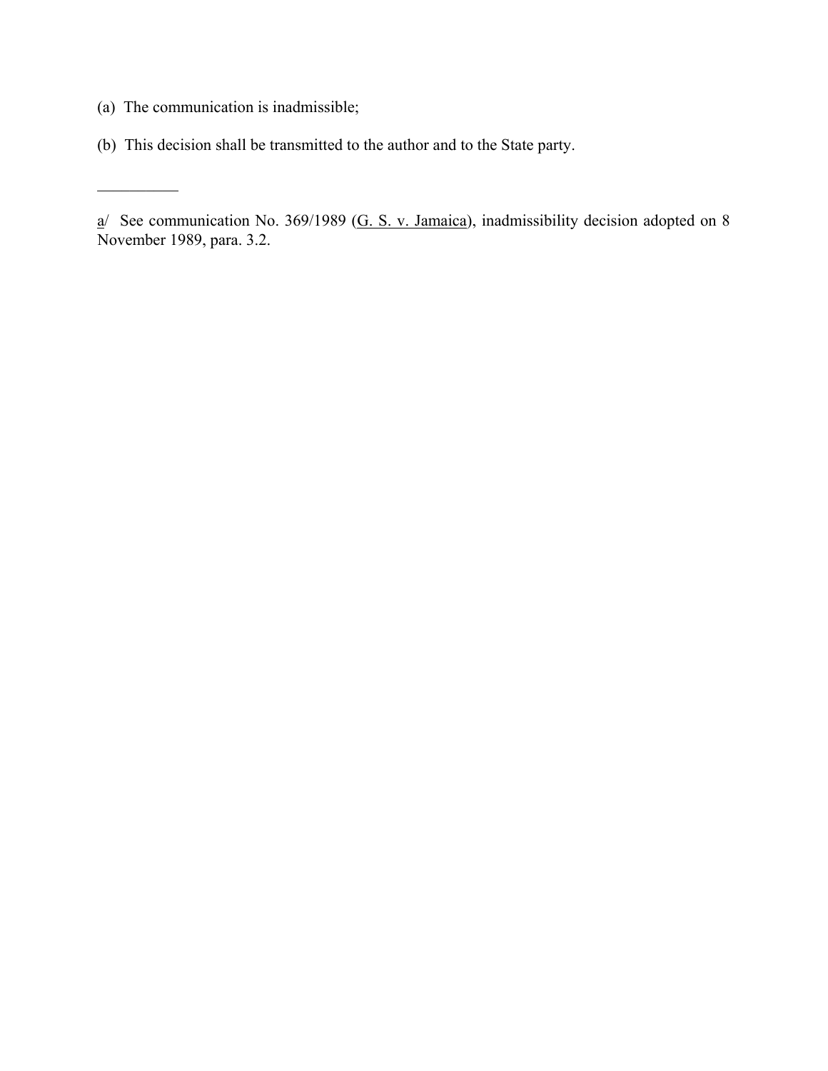(a) The communication is inadmissible;

(b) This decision shall be transmitted to the author and to the State party.

__________

a/ See communication No. 369/1989 (G. S. v. Jamaica), inadmissibility decision adopted on 8 November 1989, para. 3.2.